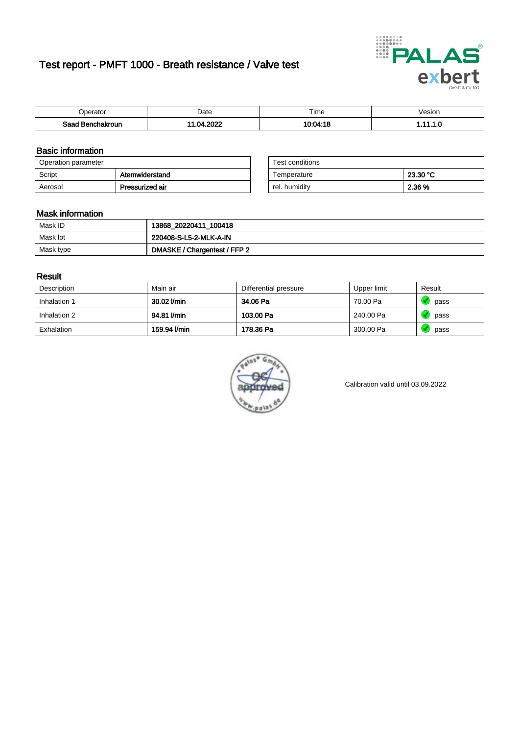# Test report - PMFT 1000 - Breath resistance / Valve test

| Operator | Date | Time | Vesion |
|---|---|---|---|
| **Saad Benchakroun** | **11.04.2022** | **10:04:18** | **1.11.1.0** |

## Basic information

| Operation parameter | |
|---|---|
| Script | **Atemwiderstand** |
| Aerosol | **Pressurized air** |

| Test conditions | |
|---|---|
| Temperature | **23.30 °C** |
| rel. humidity | **2.36 %** |

## Mask information

| | |
|---|---|
| Mask ID | **13868_20220411_100418** |
| Mask lot | **220408-S-L5-2-MLK-A-IN** |
| Mask type | **DMASKE / Chargentest / FFP 2** |

## Result

| Description | Main air | Differential pressure | Upper limit | Result |
|---|---|---|---|---|
| Inhalation 1 | **30.02 l/min** | **34.06 Pa** | 70.00 Pa | pass |
| Inhalation 2 | **94.81 l/min** | **103.00 Pa** | 240.00 Pa | pass |
| Exhalation | **159.94 l/min** | **178.36 Pa** | 300.00 Pa | pass |

Calibration valid until 03.09.2022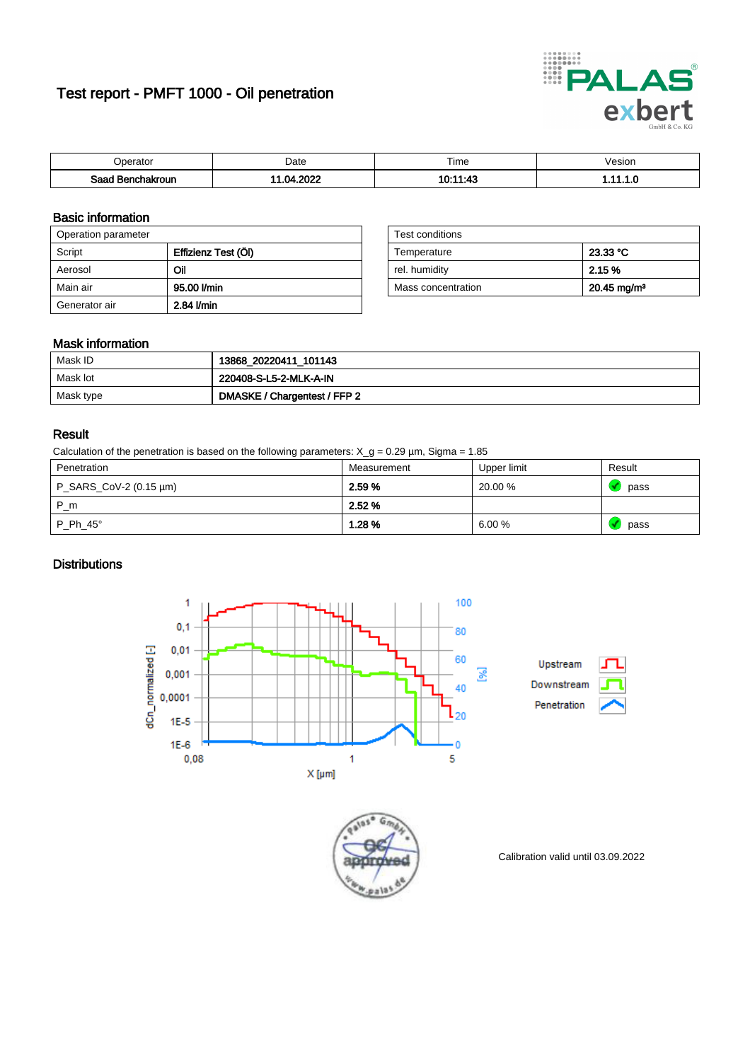# Test report - PMFT 1000 - Oil penetration

PALAS exbert GmbH & Co. KG

| Operator | Date | Time | Vesion |
|---|---|---|---|
| **Saad Benchakroun** | **11.04.2022** | **10:11:43** | **1.11.1.0** |

## Basic information

| Operation parameter | |
|---|---|
| Script | **Effizienz Test (Öl)** |
| Aerosol | **Oil** |
| Main air | **95.00 l/min** |
| Generator air | **2.84 l/min** |

| Test conditions | |
|---|---|
| Temperature | **23.33 °C** |
| rel. humidity | **2.15 %** |
| Mass concentration | **20.45 mg/m³** |

## Mask information

| | |
|---|---|
| Mask ID | **13868_20220411_101143** |
| Mask lot | **220408-S-L5-2-MLK-A-IN** |
| Mask type | **DMASKE / Chargentest / FFP 2** |

## Result

Calculation of the penetration is based on the following parameters: X_g = 0.29 µm, Sigma = 1.85

| Penetration | Measurement | Upper limit | Result |
|---|---|---|---|
| P_SARS_CoV-2 (0.15 µm) | **2.59 %** | 20.00 % | pass |
| P_m | **2.52 %** | | |
| P_Ph_45° | **1.28 %** | 6.00 % | pass |

## Distributions

dCn_normalized [-]
1
0,1
0,01
0,001
0,0001
1E-5
1E-6
0,08
1
5
X [µm]
[%]
100
80
60
40
20
0
Upstream
Downstream
Penetration

Palas® GmbH
QC approved
www.palas.de

Calibration valid until 03.09.2022